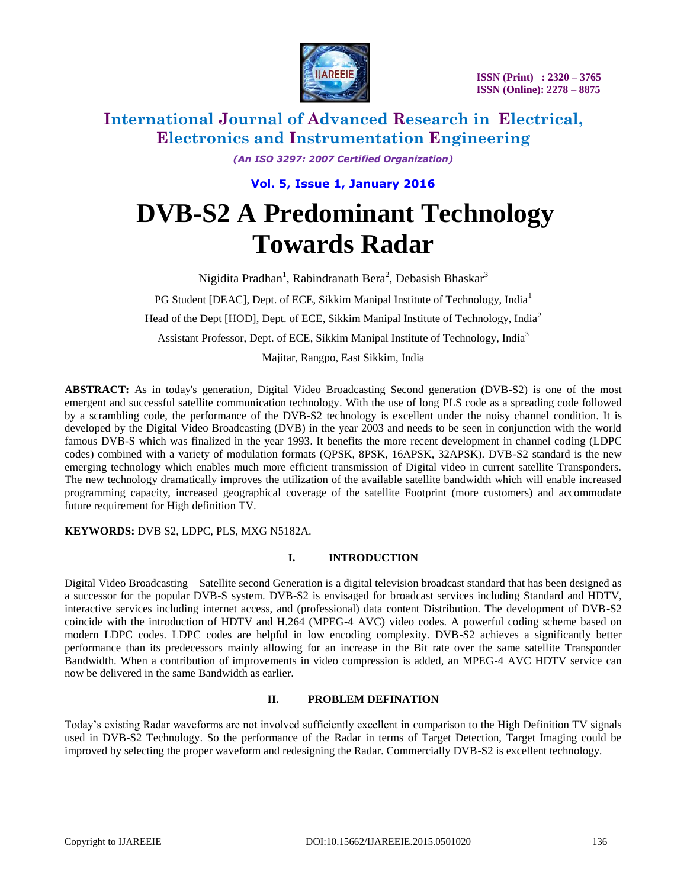# DVB-S2 A Predominant Technology Towards Radar

Nigidita Pradhan[1], Rabindranath Bera[2], Debasish Bhaskar[3]

PG Student [DEAC], Dept. of ECE, Sikkim Manipal Institute of Technology, India[1]

Head of the Dept [HOD], Dept. of ECE, Sikkim Manipal Institute of Technology, India[2]

Assistant Professor, Dept. of ECE, Sikkim Manipal Institute of Technology, India[3]

Majitar, Rangpo, East Sikkim, India

**ABSTRACT:** As in today's generation, Digital Video Broadcasting Second generation (DVB-S2) is one of the most emergent and successful satellite communication technology. With the use of long PLS code as a spreading code followed by a scrambling code, the performance of the DVB-S2 technology is excellent under the noisy channel condition. It is developed by the Digital Video Broadcasting (DVB) in the year 2003 and needs to be seen in conjunction with the world famous DVB-S which was finalized in the year 1993. It benefits the more recent development in channel coding (LDPC codes) combined with a variety of modulation formats (QPSK, 8PSK, 16APSK, 32APSK). DVB-S2 standard is the new emerging technology which enables much more efficient transmission of Digital video in current satellite Transponders. The new technology dramatically improves the utilization of the available satellite bandwidth which will enable increased programming capacity, increased geographical coverage of the satellite Footprint (more customers) and accommodate future requirement for High definition TV.

**KEYWORDS:** DVB S2, LDPC, PLS, MXG N5182A.

## I. INTRODUCTION

Digital Video Broadcasting – Satellite second Generation is a digital television broadcast standard that has been designed as a successor for the popular DVB-S system. DVB-S2 is envisaged for broadcast services including Standard and HDTV, interactive services including internet access, and (professional) data content Distribution. The development of DVB-S2 coincide with the introduction of HDTV and H.264 (MPEG-4 AVC) video codes. A powerful coding scheme based on modern LDPC codes. LDPC codes are helpful in low encoding complexity. DVB-S2 achieves a significantly better performance than its predecessors mainly allowing for an increase in the Bit rate over the same satellite Transponder Bandwidth. When a contribution of improvements in video compression is added, an MPEG-4 AVC HDTV service can now be delivered in the same Bandwidth as earlier.

## II. PROBLEM DEFINATION

Today's existing Radar waveforms are not involved sufficiently excellent in comparison to the High Definition TV signals used in DVB-S2 Technology. So the performance of the Radar in terms of Target Detection, Target Imaging could be improved by selecting the proper waveform and redesigning the Radar. Commercially DVB-S2 is excellent technology.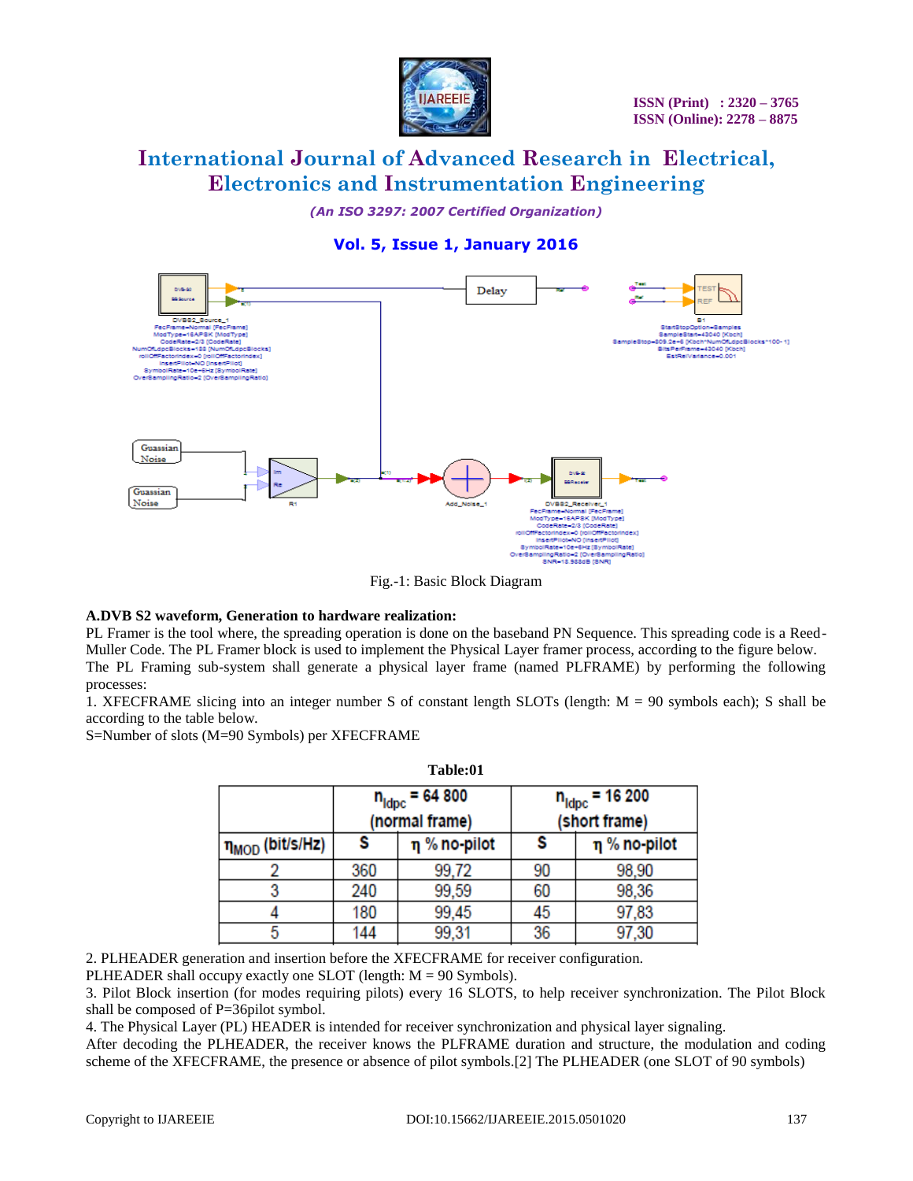Fig.-1: Basic Block Diagram

**A.DVB S2 waveform, Generation to hardware realization:**

PL Framer is the tool where, the spreading operation is done on the baseband PN Sequence. This spreading code is a Reed-Muller Code. The PL Framer block is used to implement the Physical Layer framer process, according to the figure below. The PL Framing sub-system shall generate a physical layer frame (named PLFRAME) by performing the following processes:

1. XFECFRAME slicing into an integer number S of constant length SLOTs (length: M = 90 symbols each); S shall be according to the table below.

S=Number of slots (M=90 Symbols) per XFECFRAME

**Table:01**

| | $n_{ldpc}$ = 64 800 (normal frame) | | $n_{ldpc}$ = 16 200 (short frame) | |
|---|---|---|---|---|
| $\eta_{MOD}$ (bit/s/Hz) | S | η % no-pilot | S | η % no-pilot |
| 2 | 360 | 99,72 | 90 | 98,90 |
| 3 | 240 | 99,59 | 60 | 98,36 |
| 4 | 180 | 99,45 | 45 | 97,83 |
| 5 | 144 | 99,31 | 36 | 97,30 |

2. PLHEADER generation and insertion before the XFECFRAME for receiver configuration. PLHEADER shall occupy exactly one SLOT (length: M = 90 Symbols).

3. Pilot Block insertion (for modes requiring pilots) every 16 SLOTS, to help receiver synchronization. The Pilot Block shall be composed of P=36pilot symbol.

4. The Physical Layer (PL) HEADER is intended for receiver synchronization and physical layer signaling.

After decoding the PLHEADER, the receiver knows the PLFRAME duration and structure, the modulation and coding scheme of the XFECFRAME, the presence or absence of pilot symbols.[2] The PLHEADER (one SLOT of 90 symbols)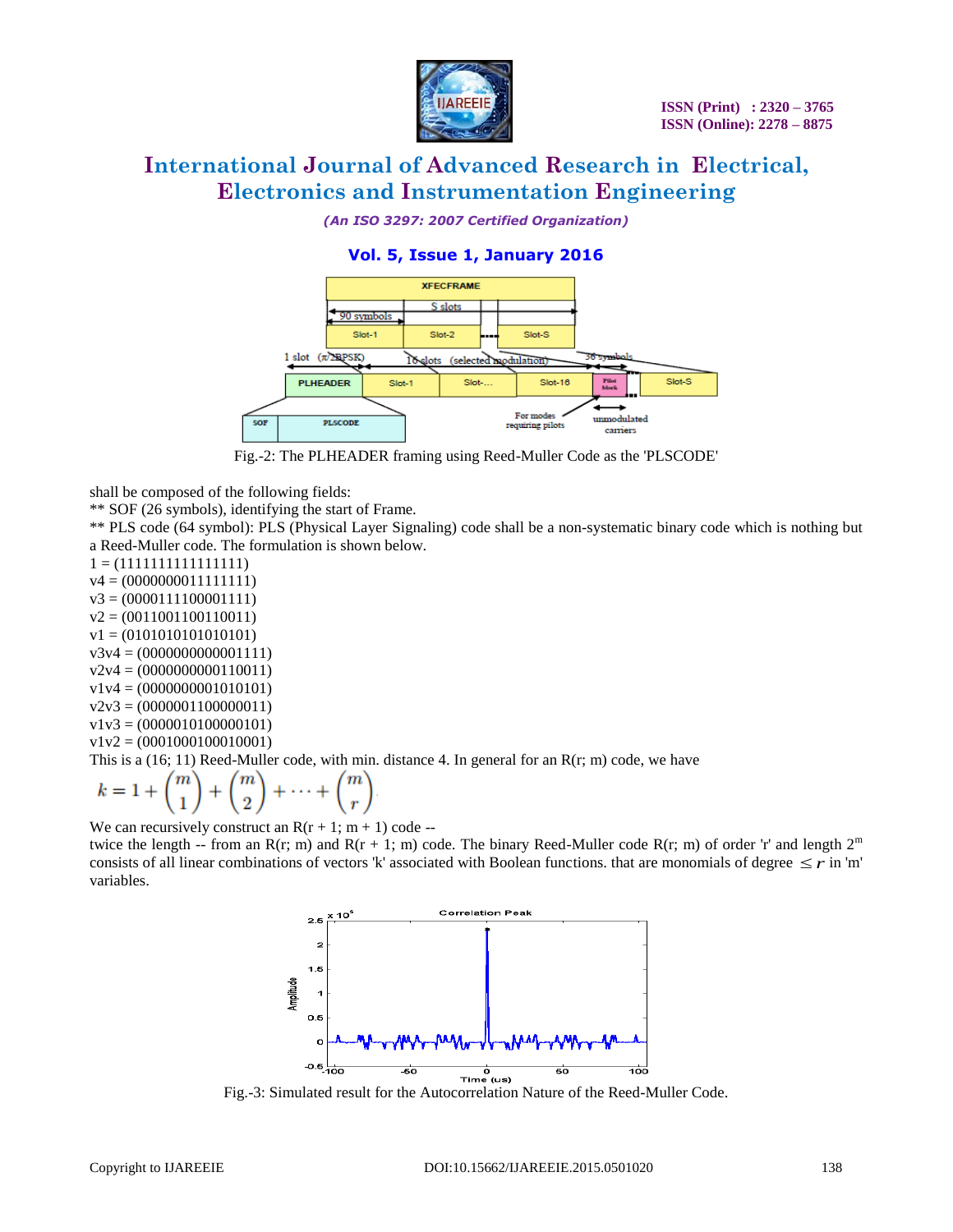Fig.-2: The PLHEADER framing using Reed-Muller Code as the 'PLSCODE'

shall be composed of the following fields:

** SOF (26 symbols), identifying the start of Frame.

** PLS code (64 symbol): PLS (Physical Layer Signaling) code shall be a non-systematic binary code which is nothing but a Reed-Muller code. The formulation is shown below.

1 = (1111111111111111)  
v4 = (0000000011111111)  
v3 = (0000111100001111)  
v2 = (0011001100110011)  
v1 = (0101010101010101)  
v3v4 = (0000000000001111)  
v2v4 = (0000000000110011)  
v1v4 = (0000000001010101)  
v2v3 = (0000001100000011)  
v1v3 = (0000010100000101)  
v1v2 = (0001000100010001)

This is a (16; 11) Reed-Muller code, with min. distance 4. In general for an R(r; m) code, we have

$$k = 1 + \binom{m}{1} + \binom{m}{2} + \cdots + \binom{m}{r}$$

We can recursively construct an R(r + 1; m + 1) code --
twice the length -- from an R(r; m) and R(r + 1; m) code. The binary Reed-Muller code R(r; m) of order 'r' and length $2^m$ consists of all linear combinations of vectors 'k' associated with Boolean functions. that are monomials of degree $\leq r$ in 'm' variables.

Fig.-3: Simulated result for the Autocorrelation Nature of the Reed-Muller Code.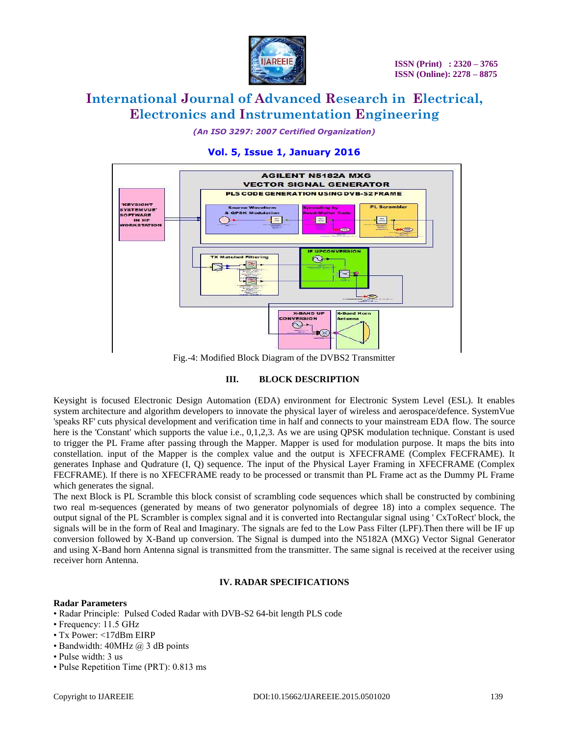Fig.-4: Modified Block Diagram of the DVBS2 Transmitter

## III. BLOCK DESCRIPTION

Keysight is focused Electronic Design Automation (EDA) environment for Electronic System Level (ESL). It enables system architecture and algorithm developers to innovate the physical layer of wireless and aerospace/defence. SystemVue 'speaks RF' cuts physical development and verification time in half and connects to your mainstream EDA flow. The source here is the 'Constant' which supports the value i.e., 0,1,2,3. As we are using QPSK modulation technique. Constant is used to trigger the PL Frame after passing through the Mapper. Mapper is used for modulation purpose. It maps the bits into constellation. input of the Mapper is the complex value and the output is XFECFRAME (Complex FECFRAME). It generates Inphase and Qudrature (I, Q) sequence. The input of the Physical Layer Framing in XFECFRAME (Complex FECFRAME). If there is no XFECFRAME ready to be processed or transmit than PL Frame act as the Dummy PL Frame which generates the signal.

The next Block is PL Scramble this block consist of scrambling code sequences which shall be constructed by combining two real m-sequences (generated by means of two generator polynomials of degree 18) into a complex sequence. The output signal of the PL Scrambler is complex signal and it is converted into Rectangular signal using ' CxToRect' block, the signals will be in the form of Real and Imaginary. The signals are fed to the Low Pass Filter (LPF).Then there will be IF up conversion followed by X-Band up conversion. The Signal is dumped into the N5182A (MXG) Vector Signal Generator and using X-Band horn Antenna signal is transmitted from the transmitter. The same signal is received at the receiver using receiver horn Antenna.

## IV. RADAR SPECIFICATIONS

**Radar Parameters**

- Radar Principle: Pulsed Coded Radar with DVB-S2 64-bit length PLS code
- Frequency: 11.5 GHz
- Tx Power: <17dBm EIRP
- Bandwidth: 40MHz @ 3 dB points
- Pulse width: 3 us
- Pulse Repetition Time (PRT): 0.813 ms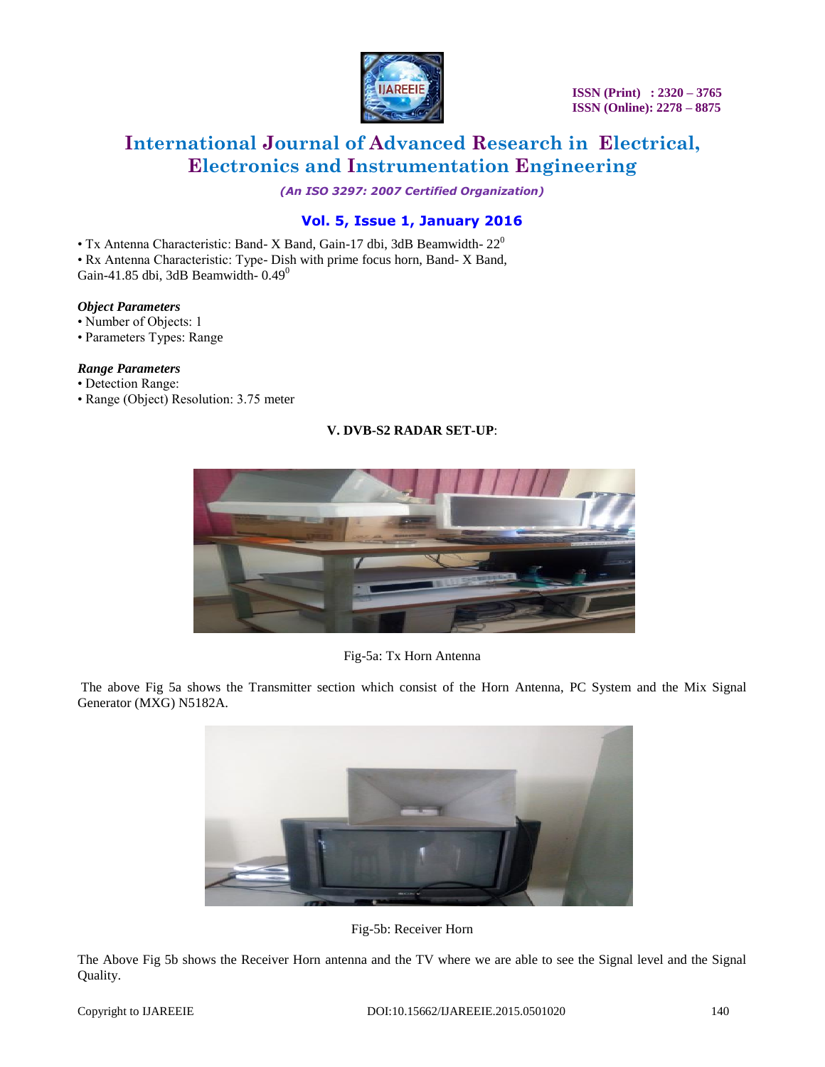- Tx Antenna Characteristic: Band- X Band, Gain-17 dbi, 3dB Beamwidth- $22^0$
- Rx Antenna Characteristic: Type- Dish with prime focus horn, Band- X Band, Gain-41.85 dbi, 3dB Beamwidth- $0.49^0$

***Object Parameters***

- Number of Objects: 1
- Parameters Types: Range

***Range Parameters***

- Detection Range:
- Range (Object) Resolution: 3.75 meter

## V. DVB-S2 RADAR SET-UP:

Fig-5a: Tx Horn Antenna

The above Fig 5a shows the Transmitter section which consist of the Horn Antenna, PC System and the Mix Signal Generator (MXG) N5182A.

Fig-5b: Receiver Horn

The Above Fig 5b shows the Receiver Horn antenna and the TV where we are able to see the Signal level and the Signal Quality.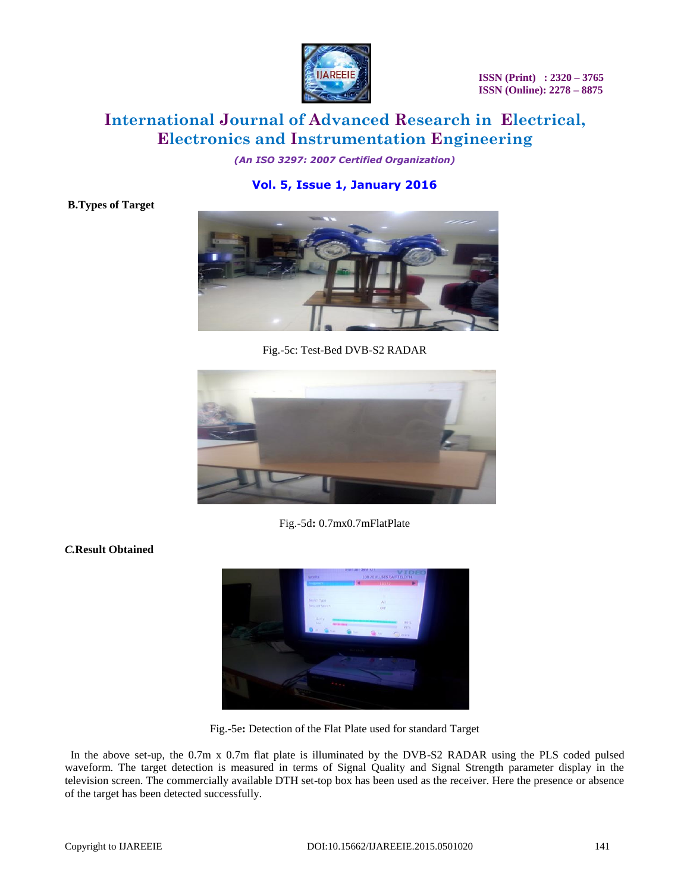**B.Types of Target**

Fig.-5c: Test-Bed DVB-S2 RADAR

Fig.-5d**:** 0.7mx0.7mFlatPlate

***C.*Result Obtained**

Fig.-5e**:** Detection of the Flat Plate used for standard Target

In the above set-up, the 0.7m x 0.7m flat plate is illuminated by the DVB-S2 RADAR using the PLS coded pulsed waveform. The target detection is measured in terms of Signal Quality and Signal Strength parameter display in the television screen. The commercially available DTH set-top box has been used as the receiver. Here the presence or absence of the target has been detected successfully.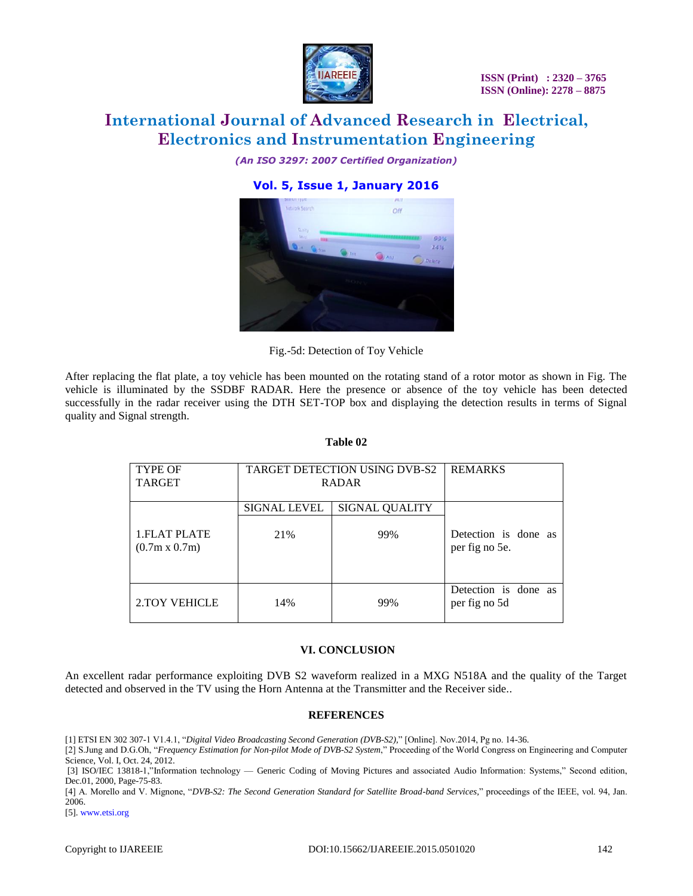Fig.-5d: Detection of Toy Vehicle

After replacing the flat plate, a toy vehicle has been mounted on the rotating stand of a rotor motor as shown in Fig. The vehicle is illuminated by the SSDBF RADAR. Here the presence or absence of the toy vehicle has been detected successfully in the radar receiver using the DTH SET-TOP box and displaying the detection results in terms of Signal quality and Signal strength.

**Table 02**

| TYPE OF TARGET | TARGET DETECTION USING DVB-S2 RADAR | | REMARKS |
|---|---|---|---|
| | SIGNAL LEVEL | SIGNAL QUALITY | |
| 1.FLAT PLATE (0.7m x 0.7m) | 21% | 99% | Detection is done as per fig no 5e. |
| 2.TOY VEHICLE | 14% | 99% | Detection is done as per fig no 5d |

## VI. CONCLUSION

An excellent radar performance exploiting DVB S2 waveform realized in a MXG N518A and the quality of the Target detected and observed in the TV using the Horn Antenna at the Transmitter and the Receiver side..

## REFERENCES

[1] ETSI EN 302 307-1 V1.4.1, "*Digital Video Broadcasting Second Generation (DVB-S2)*," [Online]. Nov.2014, Pg no. 14-36.

[2] S.Jung and D.G.Oh, "*Frequency Estimation for Non-pilot Mode of DVB-S2 System*," Proceeding of the World Congress on Engineering and Computer Science, Vol. I, Oct. 24, 2012.

[3] ISO/IEC 13818-1,"Information technology — Generic Coding of Moving Pictures and associated Audio Information: Systems," Second edition, Dec.01, 2000, Page-75-83.

[4] A. Morello and V. Mignone, "*DVB-S2: The Second Generation Standard for Satellite Broad-band Services*," proceedings of the IEEE, vol. 94, Jan. 2006.

[5]. www.etsi.org